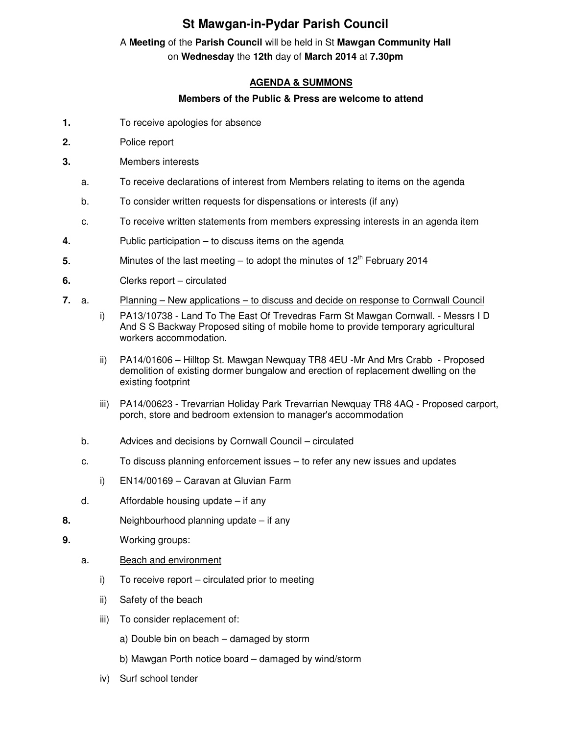# St Mawgan-in-Pydar Parish Council

A **Meeting** of the **Parish Council** will be held in St **Mawgan Community Hall** on **Wednesday** the **12th** day of **March 2014** at **7.30pm**

## AGENDA & SUMMONS

**Members of the Public & Press are welcome to attend**

**1.** To receive apologies for absence

**2.** Police report

**3.** Members interests

- a. To receive declarations of interest from Members relating to items on the agenda
- b. To consider written requests for dispensations or interests (if any)
- c. To receive written statements from members expressing interests in an agenda item

**4.** Public participation – to discuss items on the agenda

**5.** Minutes of the last meeting – to adopt the minutes of 12th February 2014

**6.** Clerks report – circulated

**7.** a. Planning – New applications – to discuss and decide on response to Cornwall Council

- i) PA13/10738 - Land To The East Of Trevedras Farm St Mawgan Cornwall. - Messrs I D And S S Backway Proposed siting of mobile home to provide temporary agricultural workers accommodation.
- ii) PA14/01606 – Hilltop St. Mawgan Newquay TR8 4EU -Mr And Mrs Crabb - Proposed demolition of existing dormer bungalow and erection of replacement dwelling on the existing footprint
- iii) PA14/00623 - Trevarrian Holiday Park Trevarrian Newquay TR8 4AQ - Proposed carport, porch, store and bedroom extension to manager's accommodation

b. Advices and decisions by Cornwall Council – circulated

c. To discuss planning enforcement issues – to refer any new issues and updates

- i) EN14/00169 – Caravan at Gluvian Farm

d. Affordable housing update – if any

**8.** Neighbourhood planning update – if any

**9.** Working groups:

a. Beach and environment

- i) To receive report – circulated prior to meeting
- ii) Safety of the beach
- iii) To consider replacement of:
  - a) Double bin on beach – damaged by storm
  - b) Mawgan Porth notice board – damaged by wind/storm
- iv) Surf school tender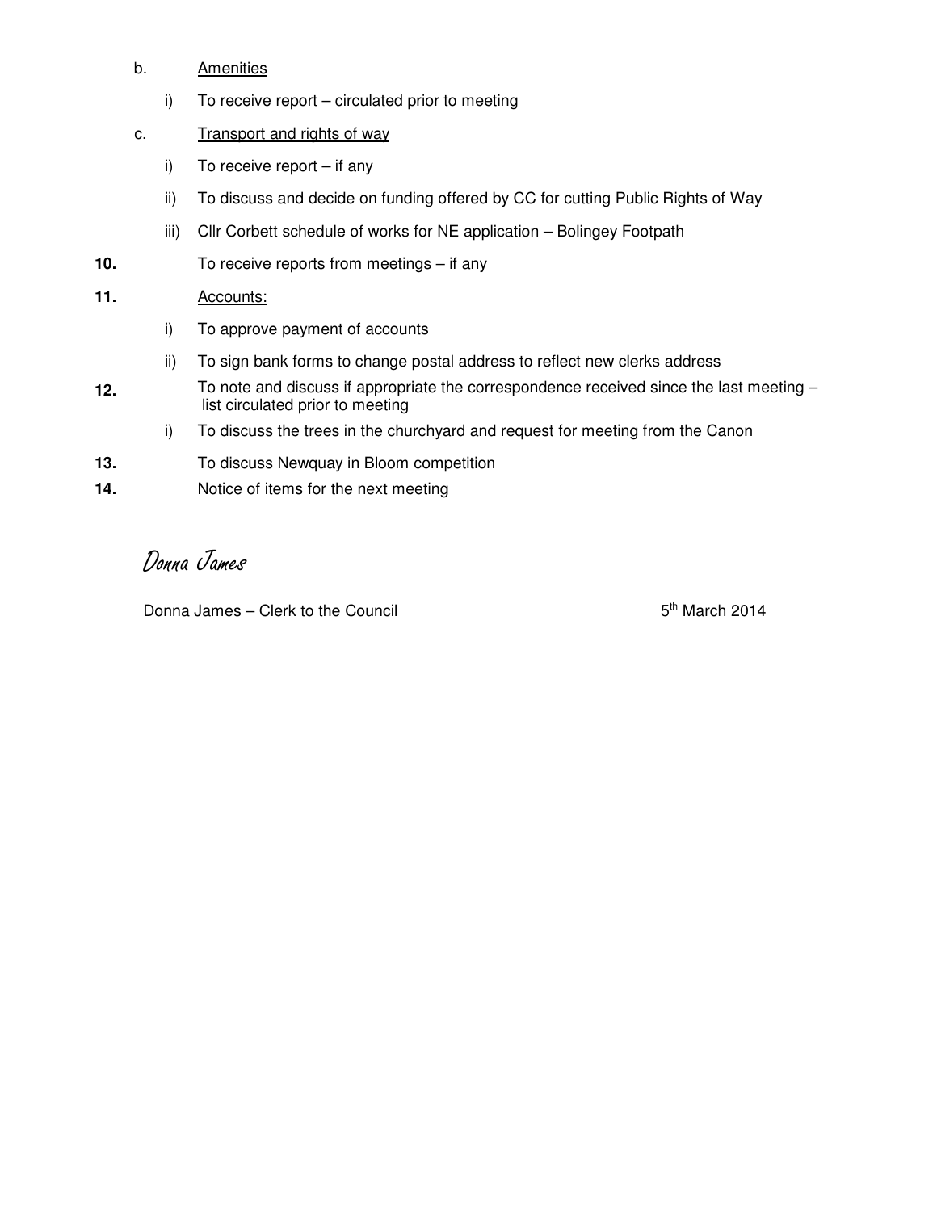b. Amenities

   i) To receive report – circulated prior to meeting

c. Transport and rights of way

   i) To receive report – if any

   ii) To discuss and decide on funding offered by CC for cutting Public Rights of Way

   iii) Cllr Corbett schedule of works for NE application – Bolingey Footpath

**10.** To receive reports from meetings – if any

**11.** Accounts:

   i) To approve payment of accounts

   ii) To sign bank forms to change postal address to reflect new clerks address

**12.** To note and discuss if appropriate the correspondence received since the last meeting – list circulated prior to meeting

   i) To discuss the trees in the churchyard and request for meeting from the Canon

**13.** To discuss Newquay in Bloom competition

**14.** Notice of items for the next meeting

*Donna James*

Donna James – Clerk to the Council

5th March 2014